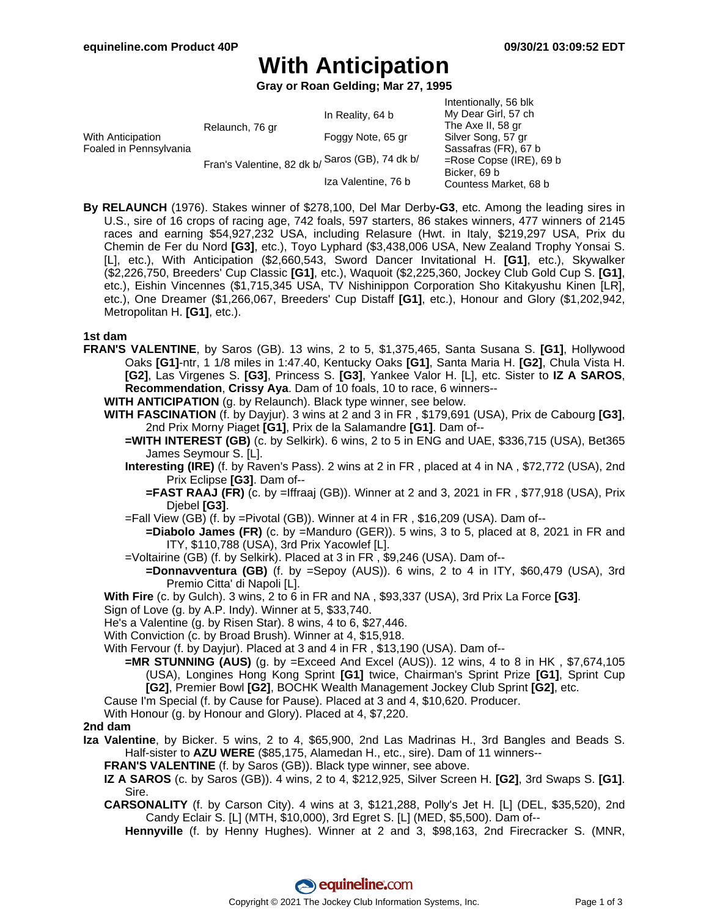# With Anticipation

**Gray or Roan Gelding; Mar 27, 1995**

| | | | |
|---|---|---|---|
| With Anticipation Foaled in Pennsylvania | Relaunch, 76 gr | In Reality, 64 b | Intentionally, 56 blk |
| | | | My Dear Girl, 57 ch |
| | | Foggy Note, 65 gr | The Axe II, 58 gr |
| | | | Silver Song, 57 gr |
| | Fran's Valentine, 82 dk b/ | Saros (GB), 74 dk b/ | Sassafras (FR), 67 b |
| | | | =Rose Copse (IRE), 69 b |
| | | Iza Valentine, 76 b | Bicker, 69 b |
| | | | Countess Market, 68 b |

**By RELAUNCH** (1976). Stakes winner of $278,100, Del Mar Derby**-G3**, etc. Among the leading sires in U.S., sire of 16 crops of racing age, 742 foals, 597 starters, 86 stakes winners, 477 winners of 2145 races and earning $54,927,232 USA, including Relasure (Hwt. in Italy, $219,297 USA, Prix du Chemin de Fer du Nord **[G3]**, etc.), Toyo Lyphard ($3,438,006 USA, New Zealand Trophy Yonsai S. [L], etc.), With Anticipation ($2,660,543, Sword Dancer Invitational H. **[G1]**, etc.), Skywalker ($2,226,750, Breeders' Cup Classic **[G1]**, etc.), Waquoit ($2,225,360, Jockey Club Gold Cup S. **[G1]**, etc.), Eishin Vincennes ($1,715,345 USA, TV Nishinippon Corporation Sho Kitakyushu Kinen [LR], etc.), One Dreamer ($1,266,067, Breeders' Cup Distaff **[G1]**, etc.), Honour and Glory ($1,202,942, Metropolitan H. **[G1]**, etc.).

**1st dam**

**FRAN'S VALENTINE**, by Saros (GB). 13 wins, 2 to 5, $1,375,465, Santa Susana S. **[G1]**, Hollywood Oaks **[G1]**-ntr, 1 1/8 miles in 1:47.40, Kentucky Oaks **[G1]**, Santa Maria H. **[G2]**, Chula Vista H. **[G2]**, Las Virgenes S. **[G3]**, Princess S. **[G3]**, Yankee Valor H. [L], etc. Sister to **IZ A SAROS**, **Recommendation**, **Crissy Aya**. Dam of 10 foals, 10 to race, 6 winners--

- **WITH ANTICIPATION** (g. by Relaunch). Black type winner, see below.
- **WITH FASCINATION** (f. by Dayjur). 3 wins at 2 and 3 in FR , $179,691 (USA), Prix de Cabourg **[G3]**, 2nd Prix Morny Piaget **[G1]**, Prix de la Salamandre **[G1]**. Dam of--
  - **=WITH INTEREST (GB)** (c. by Selkirk). 6 wins, 2 to 5 in ENG and UAE, $336,715 (USA), Bet365 James Seymour S. [L].
  - **Interesting (IRE)** (f. by Raven's Pass). 2 wins at 2 in FR , placed at 4 in NA , $72,772 (USA), 2nd Prix Eclipse **[G3]**. Dam of--
    - **=FAST RAAJ (FR)** (c. by =Iffraaj (GB)). Winner at 2 and 3, 2021 in FR , $77,918 (USA), Prix Djebel **[G3]**.
  - =Fall View (GB) (f. by =Pivotal (GB)). Winner at 4 in FR , $16,209 (USA). Dam of--
    - **=Diabolo James (FR)** (c. by =Manduro (GER)). 5 wins, 3 to 5, placed at 8, 2021 in FR and ITY, $110,788 (USA), 3rd Prix Yacowlef [L].
  - =Voltairine (GB) (f. by Selkirk). Placed at 3 in FR , $9,246 (USA). Dam of--
    - **=Donnavventura (GB)** (f. by =Sepoy (AUS)). 6 wins, 2 to 4 in ITY, $60,479 (USA), 3rd Premio Citta' di Napoli [L].
- **With Fire** (c. by Gulch). 3 wins, 2 to 6 in FR and NA , $93,337 (USA), 3rd Prix La Force **[G3]**.
- Sign of Love (g. by A.P. Indy). Winner at 5, $33,740.
- He's a Valentine (g. by Risen Star). 8 wins, 4 to 6, $27,446.
- With Conviction (c. by Broad Brush). Winner at 4, $15,918.
- With Fervour (f. by Dayjur). Placed at 3 and 4 in FR , $13,190 (USA). Dam of--
  - **=MR STUNNING (AUS)** (g. by =Exceed And Excel (AUS)). 12 wins, 4 to 8 in HK , $7,674,105 (USA), Longines Hong Kong Sprint **[G1]** twice, Chairman's Sprint Prize **[G1]**, Sprint Cup **[G2]**, Premier Bowl **[G2]**, BOCHK Wealth Management Jockey Club Sprint **[G2]**, etc.
- Cause I'm Special (f. by Cause for Pause). Placed at 3 and 4, $10,620. Producer.
- With Honour (g. by Honour and Glory). Placed at 4, $7,220.

**2nd dam**

**Iza Valentine**, by Bicker. 5 wins, 2 to 4, $65,900, 2nd Las Madrinas H., 3rd Bangles and Beads S. Half-sister to **AZU WERE** ($85,175, Alamedan H., etc., sire). Dam of 11 winners--

- **FRAN'S VALENTINE** (f. by Saros (GB)). Black type winner, see above.
- **IZ A SAROS** (c. by Saros (GB)). 4 wins, 2 to 4, $212,925, Silver Screen H. **[G2]**, 3rd Swaps S. **[G1]**. Sire.
- **CARSONALITY** (f. by Carson City). 4 wins at 3, $121,288, Polly's Jet H. [L] (DEL, $35,520), 2nd Candy Eclair S. [L] (MTH, $10,000), 3rd Egret S. [L] (MED, $5,500). Dam of--
  - **Hennyville** (f. by Henny Hughes). Winner at 2 and 3, $98,163, 2nd Firecracker S. (MNR,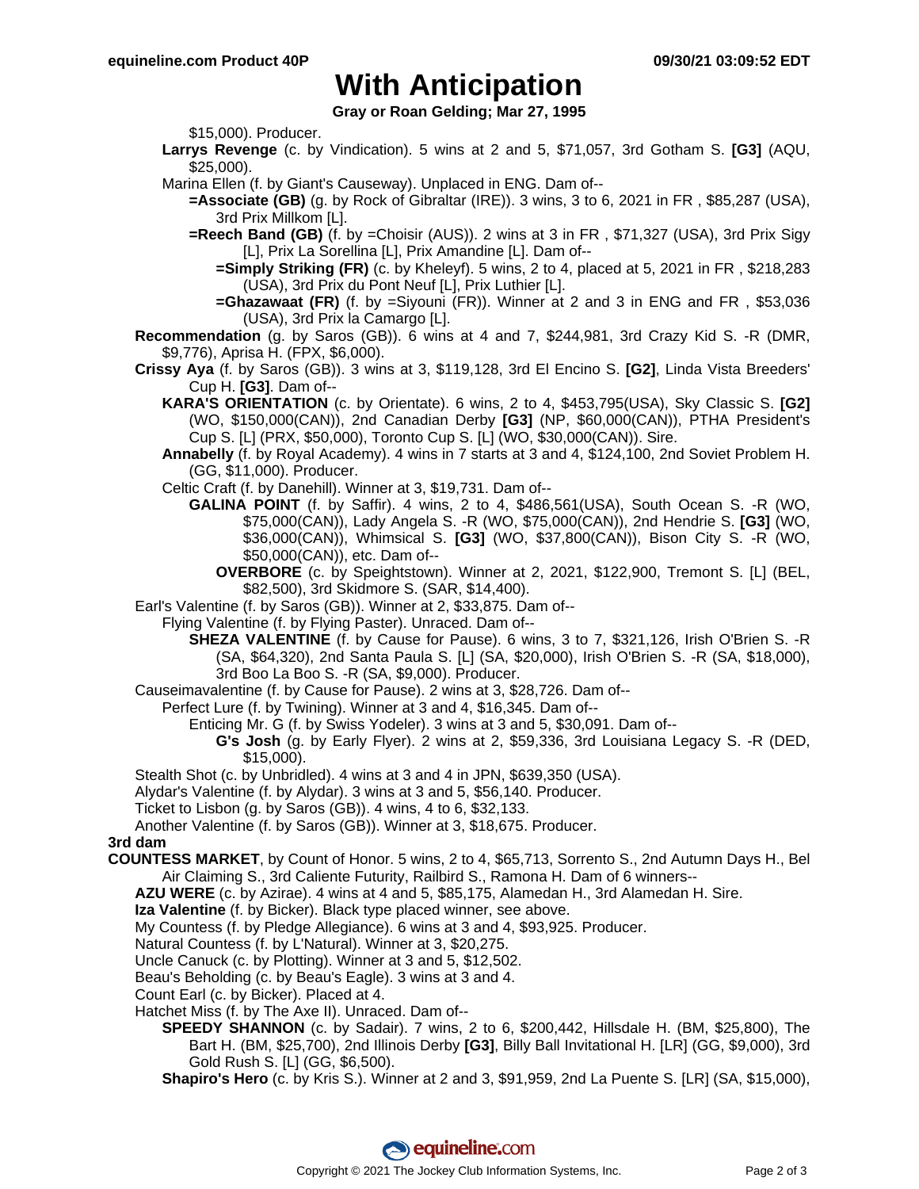# With Anticipation

**Gray or Roan Gelding; Mar 27, 1995**

$15,000). Producer.

**Larrys Revenge** (c. by Vindication). 5 wins at 2 and 5, $71,057, 3rd Gotham S. **[G3]** (AQU, $25,000).

Marina Ellen (f. by Giant's Causeway). Unplaced in ENG. Dam of--

**=Associate (GB)** (g. by Rock of Gibraltar (IRE)). 3 wins, 3 to 6, 2021 in FR , $85,287 (USA), 3rd Prix Millkom [L].

**=Reech Band (GB)** (f. by =Choisir (AUS)). 2 wins at 3 in FR , $71,327 (USA), 3rd Prix Sigy [L], Prix La Sorellina [L], Prix Amandine [L]. Dam of--

**=Simply Striking (FR)** (c. by Kheleyf). 5 wins, 2 to 4, placed at 5, 2021 in FR , $218,283 (USA), 3rd Prix du Pont Neuf [L], Prix Luthier [L].

**=Ghazawaat (FR)** (f. by =Siyouni (FR)). Winner at 2 and 3 in ENG and FR , $53,036 (USA), 3rd Prix la Camargo [L].

**Recommendation** (g. by Saros (GB)). 6 wins at 4 and 7, $244,981, 3rd Crazy Kid S. -R (DMR, $9,776), Aprisa H. (FPX, $6,000).

**Crissy Aya** (f. by Saros (GB)). 3 wins at 3, $119,128, 3rd El Encino S. **[G2]**, Linda Vista Breeders' Cup H. **[G3]**. Dam of--

**KARA'S ORIENTATION** (c. by Orientate). 6 wins, 2 to 4, $453,795(USA), Sky Classic S. **[G2]** (WO, $150,000(CAN)), 2nd Canadian Derby **[G3]** (NP, $60,000(CAN)), PTHA President's Cup S. [L] (PRX, $50,000), Toronto Cup S. [L] (WO, $30,000(CAN)). Sire.

**Annabelly** (f. by Royal Academy). 4 wins in 7 starts at 3 and 4, $124,100, 2nd Soviet Problem H. (GG, $11,000). Producer.

Celtic Craft (f. by Danehill). Winner at 3, $19,731. Dam of--

**GALINA POINT** (f. by Saffir). 4 wins, 2 to 4, $486,561(USA), South Ocean S. -R (WO, $75,000(CAN)), Lady Angela S. -R (WO, $75,000(CAN)), 2nd Hendrie S. **[G3]** (WO, $36,000(CAN)), Whimsical S. **[G3]** (WO, $37,800(CAN)), Bison City S. -R (WO, $50,000(CAN)), etc. Dam of--

**OVERBORE** (c. by Speightstown). Winner at 2, 2021, $122,900, Tremont S. [L] (BEL, $82,500), 3rd Skidmore S. (SAR, $14,400).

Earl's Valentine (f. by Saros (GB)). Winner at 2, $33,875. Dam of--

Flying Valentine (f. by Flying Paster). Unraced. Dam of--

**SHEZA VALENTINE** (f. by Cause for Pause). 6 wins, 3 to 7, $321,126, Irish O'Brien S. -R (SA, $64,320), 2nd Santa Paula S. [L] (SA, $20,000), Irish O'Brien S. -R (SA, $18,000), 3rd Boo La Boo S. -R (SA, $9,000). Producer.

Causeimavalentine (f. by Cause for Pause). 2 wins at 3, $28,726. Dam of--

Perfect Lure (f. by Twining). Winner at 3 and 4, $16,345. Dam of--

Enticing Mr. G (f. by Swiss Yodeler). 3 wins at 3 and 5, $30,091. Dam of--

**G's Josh** (g. by Early Flyer). 2 wins at 2, $59,336, 3rd Louisiana Legacy S. -R (DED, $15,000).

Stealth Shot (c. by Unbridled). 4 wins at 3 and 4 in JPN, $639,350 (USA).

Alydar's Valentine (f. by Alydar). 3 wins at 3 and 5, $56,140. Producer.

Ticket to Lisbon (g. by Saros (GB)). 4 wins, 4 to 6, $32,133.

Another Valentine (f. by Saros (GB)). Winner at 3, $18,675. Producer.

### 3rd dam

**COUNTESS MARKET**, by Count of Honor. 5 wins, 2 to 4, $65,713, Sorrento S., 2nd Autumn Days H., Bel Air Claiming S., 3rd Caliente Futurity, Railbird S., Ramona H. Dam of 6 winners--

**AZU WERE** (c. by Azirae). 4 wins at 4 and 5, $85,175, Alamedan H., 3rd Alamedan H. Sire.

**Iza Valentine** (f. by Bicker). Black type placed winner, see above.

My Countess (f. by Pledge Allegiance). 6 wins at 3 and 4, $93,925. Producer.

Natural Countess (f. by L'Natural). Winner at 3, $20,275.

Uncle Canuck (c. by Plotting). Winner at 3 and 5, $12,502.

Beau's Beholding (c. by Beau's Eagle). 3 wins at 3 and 4.

Count Earl (c. by Bicker). Placed at 4.

Hatchet Miss (f. by The Axe II). Unraced. Dam of--

**SPEEDY SHANNON** (c. by Sadair). 7 wins, 2 to 6, $200,442, Hillsdale H. (BM, $25,800), The Bart H. (BM, $25,700), 2nd Illinois Derby **[G3]**, Billy Ball Invitational H. [LR] (GG, $9,000), 3rd Gold Rush S. [L] (GG, $6,500).

**Shapiro's Hero** (c. by Kris S.). Winner at 2 and 3, $91,959, 2nd La Puente S. [LR] (SA, $15,000),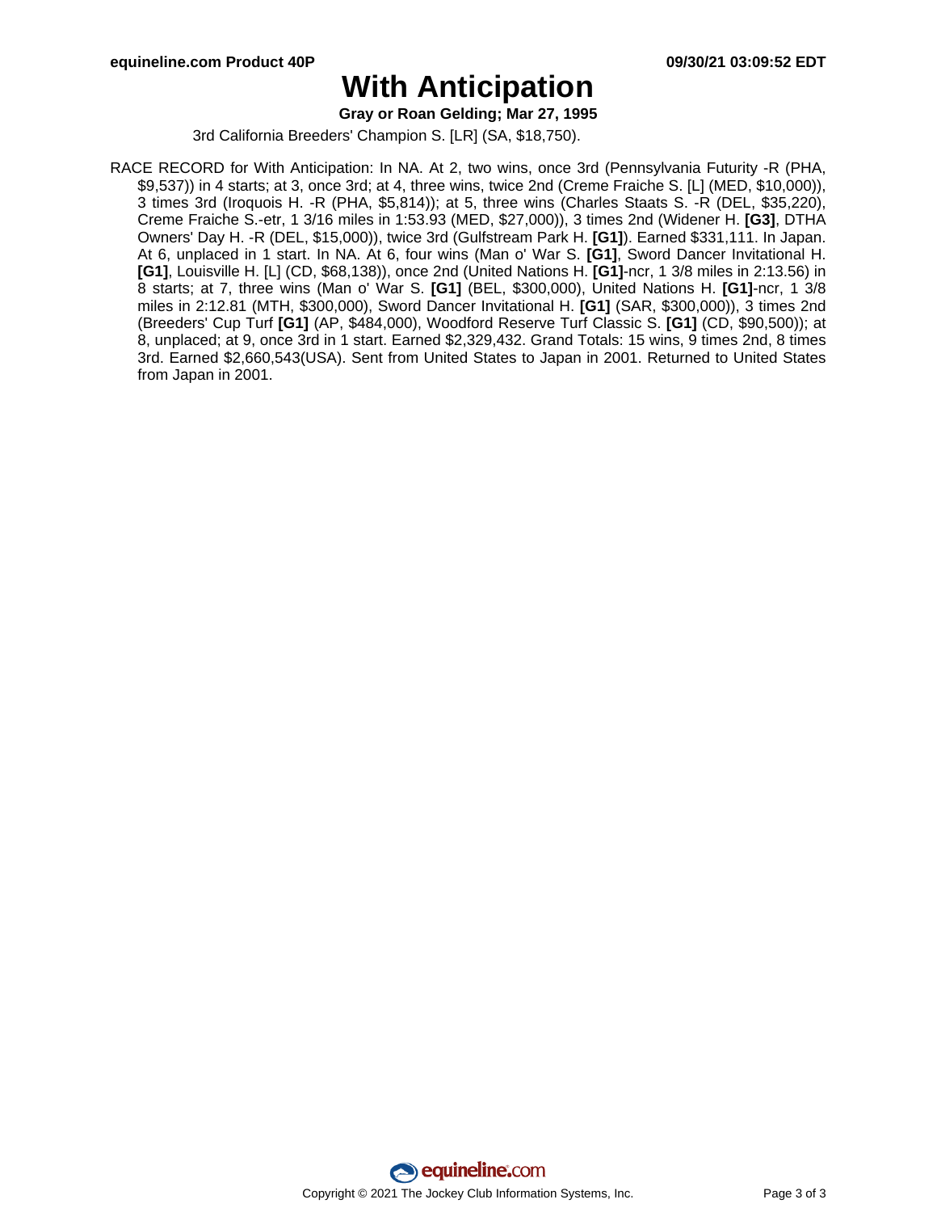# With Anticipation

**Gray or Roan Gelding; Mar 27, 1995**

3rd California Breeders' Champion S. [LR] (SA, $18,750).

RACE RECORD for With Anticipation: In NA. At 2, two wins, once 3rd (Pennsylvania Futurity -R (PHA, $9,537)) in 4 starts; at 3, once 3rd; at 4, three wins, twice 2nd (Creme Fraiche S. [L] (MED, $10,000)), 3 times 3rd (Iroquois H. -R (PHA, $5,814)); at 5, three wins (Charles Staats S. -R (DEL, $35,220), Creme Fraiche S.-etr, 1 3/16 miles in 1:53.93 (MED, $27,000)), 3 times 2nd (Widener H. **[G3]**, DTHA Owners' Day H. -R (DEL, $15,000)), twice 3rd (Gulfstream Park H. **[G1]**). Earned $331,111. In Japan. At 6, unplaced in 1 start. In NA. At 6, four wins (Man o' War S. **[G1]**, Sword Dancer Invitational H. **[G1]**, Louisville H. [L] (CD, $68,138)), once 2nd (United Nations H. **[G1]**-ncr, 1 3/8 miles in 2:13.56) in 8 starts; at 7, three wins (Man o' War S. **[G1]** (BEL, $300,000), United Nations H. **[G1]**-ncr, 1 3/8 miles in 2:12.81 (MTH, $300,000), Sword Dancer Invitational H. **[G1]** (SAR, $300,000)), 3 times 2nd (Breeders' Cup Turf **[G1]** (AP, $484,000), Woodford Reserve Turf Classic S. **[G1]** (CD, $90,500)); at 8, unplaced; at 9, once 3rd in 1 start. Earned $2,329,432. Grand Totals: 15 wins, 9 times 2nd, 8 times 3rd. Earned $2,660,543(USA). Sent from United States to Japan in 2001. Returned to United States from Japan in 2001.